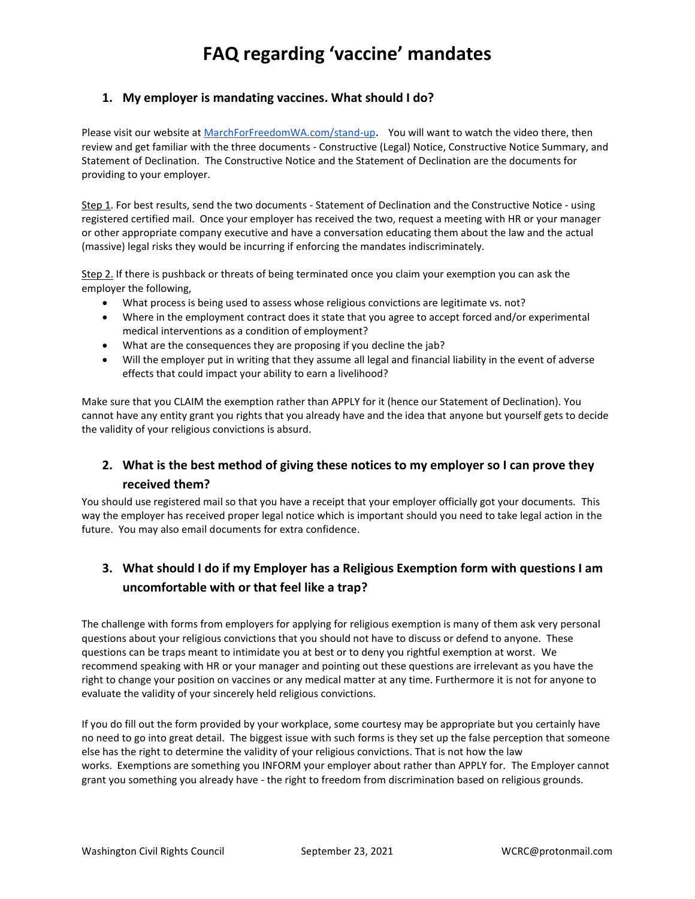# FAQ regarding 'vaccine' mandates

## 1. My employer is mandating vaccines. What should I do?

Please visit our website at [MarchForFreedomWA.com/stand-up](MarchForFreedomWA.com/stand-up). You will want to watch the video there, then review and get familiar with the three documents - Constructive (Legal) Notice, Constructive Notice Summary, and Statement of Declination. The Constructive Notice and the Statement of Declination are the documents for providing to your employer.

Step 1. For best results, send the two documents - Statement of Declination and the Constructive Notice - using registered certified mail. Once your employer has received the two, request a meeting with HR or your manager or other appropriate company executive and have a conversation educating them about the law and the actual (massive) legal risks they would be incurring if enforcing the mandates indiscriminately.

Step 2. If there is pushback or threats of being terminated once you claim your exemption you can ask the employer the following,

- What process is being used to assess whose religious convictions are legitimate vs. not?
- Where in the employment contract does it state that you agree to accept forced and/or experimental medical interventions as a condition of employment?
- What are the consequences they are proposing if you decline the jab?
- Will the employer put in writing that they assume all legal and financial liability in the event of adverse effects that could impact your ability to earn a livelihood?

Make sure that you CLAIM the exemption rather than APPLY for it (hence our Statement of Declination). You cannot have any entity grant you rights that you already have and the idea that anyone but yourself gets to decide the validity of your religious convictions is absurd.

## 2. What is the best method of giving these notices to my employer so I can prove they received them?

You should use registered mail so that you have a receipt that your employer officially got your documents. This way the employer has received proper legal notice which is important should you need to take legal action in the future. You may also email documents for extra confidence.

## 3. What should I do if my Employer has a Religious Exemption form with questions I am uncomfortable with or that feel like a trap?

The challenge with forms from employers for applying for religious exemption is many of them ask very personal questions about your religious convictions that you should not have to discuss or defend to anyone. These questions can be traps meant to intimidate you at best or to deny you rightful exemption at worst. We recommend speaking with HR or your manager and pointing out these questions are irrelevant as you have the right to change your position on vaccines or any medical matter at any time. Furthermore it is not for anyone to evaluate the validity of your sincerely held religious convictions.

If you do fill out the form provided by your workplace, some courtesy may be appropriate but you certainly have no need to go into great detail. The biggest issue with such forms is they set up the false perception that someone else has the right to determine the validity of your religious convictions. That is not how the law works. Exemptions are something you INFORM your employer about rather than APPLY for. The Employer cannot grant you something you already have - the right to freedom from discrimination based on religious grounds.

Washington Civil Rights Council September 23, 2021 WCRC@protonmail.com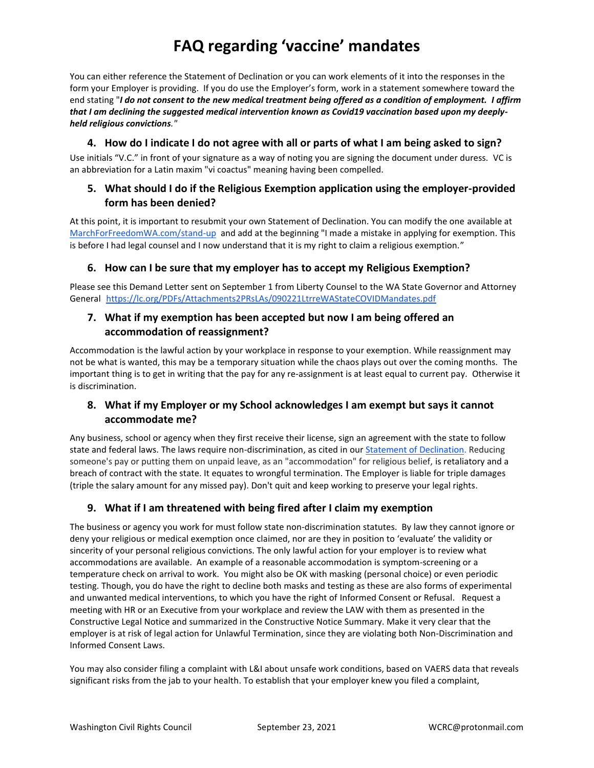# FAQ regarding 'vaccine' mandates

You can either reference the Statement of Declination or you can work elements of it into the responses in the form your Employer is providing. If you do use the Employer's form, work in a statement somewhere toward the end stating "***I do not consent to the new medical treatment being offered as a condition of employment. I affirm that I am declining the suggested medical intervention known as Covid19 vaccination based upon my deeply-held religious convictions.***"

### 4. How do I indicate I do not agree with all or parts of what I am being asked to sign?

Use initials "V.C." in front of your signature as a way of noting you are signing the document under duress. VC is an abbreviation for a Latin maxim "vi coactus" meaning having been compelled.

### 5. What should I do if the Religious Exemption application using the employer-provided form has been denied?

At this point, it is important to resubmit your own Statement of Declination. You can modify the one available at [MarchForFreedomWA.com/stand-up](MarchForFreedomWA.com/stand-up) and add at the beginning "I made a mistake in applying for exemption. This is before I had legal counsel and I now understand that it is my right to claim a religious exemption."

### 6. How can I be sure that my employer has to accept my Religious Exemption?

Please see this Demand Letter sent on September 1 from Liberty Counsel to the WA State Governor and Attorney General [https://lc.org/PDFs/Attachments2PRsLAs/090221LtrreWAStateCOVIDMandates.pdf](https://lc.org/PDFs/Attachments2PRsLAs/090221LtrreWAStateCOVIDMandates.pdf)

### 7. What if my exemption has been accepted but now I am being offered an accommodation of reassignment?

Accommodation is the lawful action by your workplace in response to your exemption. While reassignment may not be what is wanted, this may be a temporary situation while the chaos plays out over the coming months. The important thing is to get in writing that the pay for any re-assignment is at least equal to current pay. Otherwise it is discrimination.

### 8. What if my Employer or my School acknowledges I am exempt but says it cannot accommodate me?

Any business, school or agency when they first receive their license, sign an agreement with the state to follow state and federal laws. The laws require non-discrimination, as cited in our [Statement of Declination](Statement of Declination). Reducing someone's pay or putting them on unpaid leave, as an "accommodation" for religious belief, is retaliatory and a breach of contract with the state. It equates to wrongful termination. The Employer is liable for triple damages (triple the salary amount for any missed pay). Don't quit and keep working to preserve your legal rights.

### 9. What if I am threatened with being fired after I claim my exemption

The business or agency you work for must follow state non-discrimination statutes. By law they cannot ignore or deny your religious or medical exemption once claimed, nor are they in position to 'evaluate' the validity or sincerity of your personal religious convictions. The only lawful action for your employer is to review what accommodations are available. An example of a reasonable accommodation is symptom-screening or a temperature check on arrival to work. You might also be OK with masking (personal choice) or even periodic testing. Though, you do have the right to decline both masks and testing as these are also forms of experimental and unwanted medical interventions, to which you have the right of Informed Consent or Refusal. Request a meeting with HR or an Executive from your workplace and review the LAW with them as presented in the Constructive Legal Notice and summarized in the Constructive Notice Summary. Make it very clear that the employer is at risk of legal action for Unlawful Termination, since they are violating both Non-Discrimination and Informed Consent Laws.

You may also consider filing a complaint with L&I about unsafe work conditions, based on VAERS data that reveals significant risks from the jab to your health. To establish that your employer knew you filed a complaint,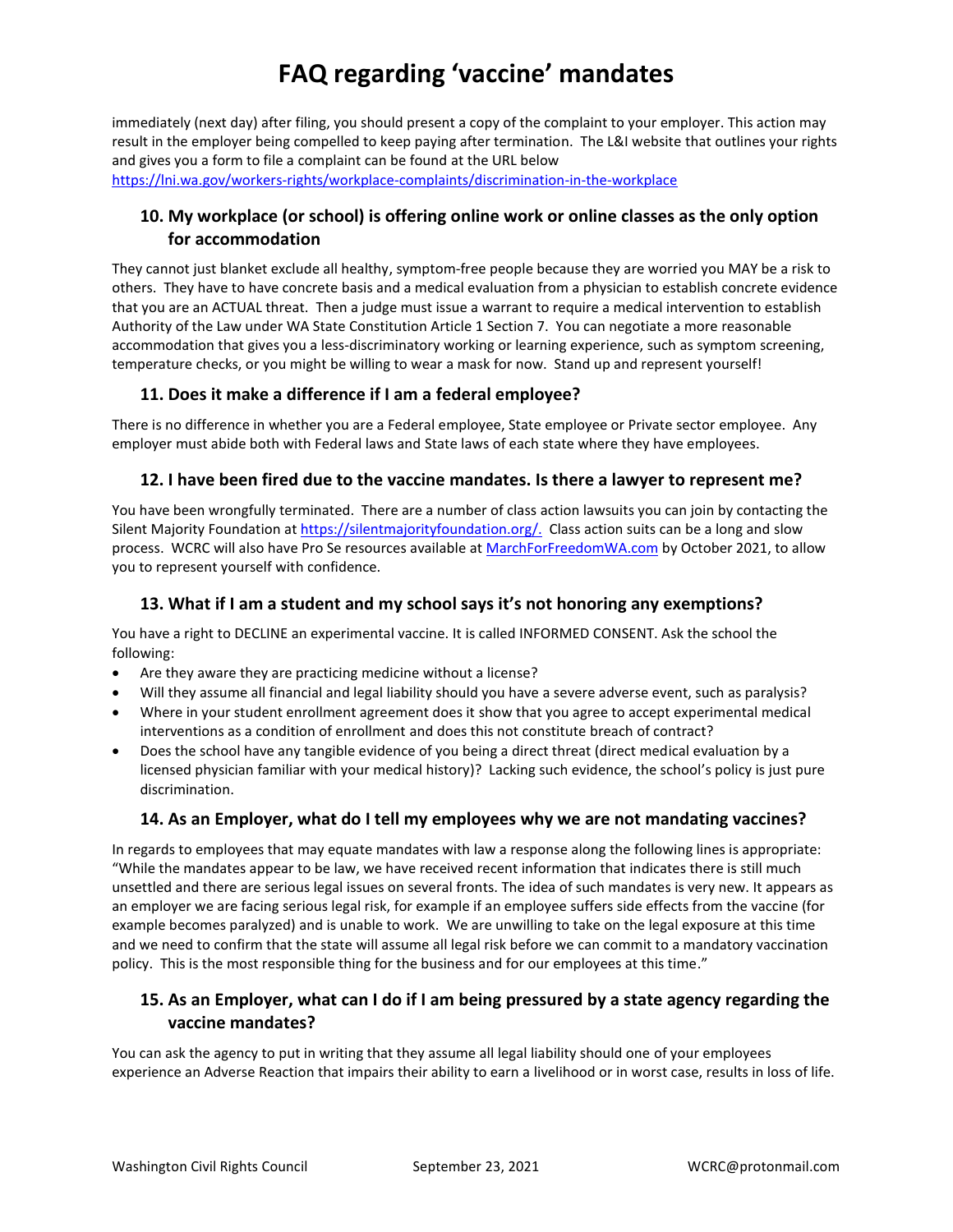immediately (next day) after filing, you should present a copy of the complaint to your employer. This action may result in the employer being compelled to keep paying after termination. The L&I website that outlines your rights and gives you a form to file a complaint can be found at the URL below
https://lni.wa.gov/workers-rights/workplace-complaints/discrimination-in-the-workplace

## 10. My workplace (or school) is offering online work or online classes as the only option for accommodation

They cannot just blanket exclude all healthy, symptom-free people because they are worried you MAY be a risk to others. They have to have concrete basis and a medical evaluation from a physician to establish concrete evidence that you are an ACTUAL threat. Then a judge must issue a warrant to require a medical intervention to establish Authority of the Law under WA State Constitution Article 1 Section 7. You can negotiate a more reasonable accommodation that gives you a less-discriminatory working or learning experience, such as symptom screening, temperature checks, or you might be willing to wear a mask for now. Stand up and represent yourself!

## 11. Does it make a difference if I am a federal employee?

There is no difference in whether you are a Federal employee, State employee or Private sector employee. Any employer must abide both with Federal laws and State laws of each state where they have employees.

## 12. I have been fired due to the vaccine mandates. Is there a lawyer to represent me?

You have been wrongfully terminated. There are a number of class action lawsuits you can join by contacting the Silent Majority Foundation at https://silentmajorityfoundation.org/. Class action suits can be a long and slow process. WCRC will also have Pro Se resources available at MarchForFreedomWA.com by October 2021, to allow you to represent yourself with confidence.

## 13. What if I am a student and my school says it's not honoring any exemptions?

You have a right to DECLINE an experimental vaccine. It is called INFORMED CONSENT. Ask the school the following:

- Are they aware they are practicing medicine without a license?
- Will they assume all financial and legal liability should you have a severe adverse event, such as paralysis?
- Where in your student enrollment agreement does it show that you agree to accept experimental medical interventions as a condition of enrollment and does this not constitute breach of contract?
- Does the school have any tangible evidence of you being a direct threat (direct medical evaluation by a licensed physician familiar with your medical history)? Lacking such evidence, the school's policy is just pure discrimination.

## 14. As an Employer, what do I tell my employees why we are not mandating vaccines?

In regards to employees that may equate mandates with law a response along the following lines is appropriate: "While the mandates appear to be law, we have received recent information that indicates there is still much unsettled and there are serious legal issues on several fronts. The idea of such mandates is very new. It appears as an employer we are facing serious legal risk, for example if an employee suffers side effects from the vaccine (for example becomes paralyzed) and is unable to work. We are unwilling to take on the legal exposure at this time and we need to confirm that the state will assume all legal risk before we can commit to a mandatory vaccination policy. This is the most responsible thing for the business and for our employees at this time."

## 15. As an Employer, what can I do if I am being pressured by a state agency regarding the vaccine mandates?

You can ask the agency to put in writing that they assume all legal liability should one of your employees experience an Adverse Reaction that impairs their ability to earn a livelihood or in worst case, results in loss of life.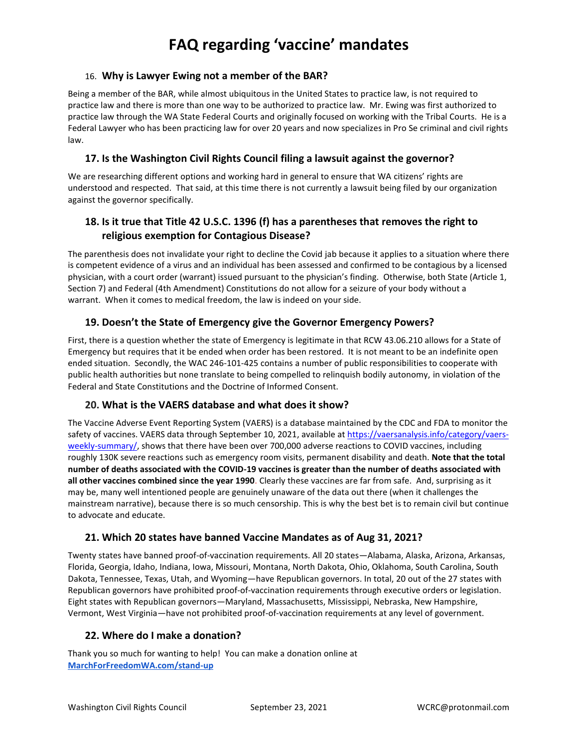# FAQ regarding 'vaccine' mandates

### 16. Why is Lawyer Ewing not a member of the BAR?

Being a member of the BAR, while almost ubiquitous in the United States to practice law, is not required to practice law and there is more than one way to be authorized to practice law. Mr. Ewing was first authorized to practice law through the WA State Federal Courts and originally focused on working with the Tribal Courts. He is a Federal Lawyer who has been practicing law for over 20 years and now specializes in Pro Se criminal and civil rights law.

### 17. Is the Washington Civil Rights Council filing a lawsuit against the governor?

We are researching different options and working hard in general to ensure that WA citizens' rights are understood and respected. That said, at this time there is not currently a lawsuit being filed by our organization against the governor specifically.

### 18. Is it true that Title 42 U.S.C. 1396 (f) has a parentheses that removes the right to religious exemption for Contagious Disease?

The parenthesis does not invalidate your right to decline the Covid jab because it applies to a situation where there is competent evidence of a virus and an individual has been assessed and confirmed to be contagious by a licensed physician, with a court order (warrant) issued pursuant to the physician's finding. Otherwise, both State (Article 1, Section 7) and Federal (4th Amendment) Constitutions do not allow for a seizure of your body without a warrant. When it comes to medical freedom, the law is indeed on your side.

### 19. Doesn't the State of Emergency give the Governor Emergency Powers?

First, there is a question whether the state of Emergency is legitimate in that RCW 43.06.210 allows for a State of Emergency but requires that it be ended when order has been restored. It is not meant to be an indefinite open ended situation. Secondly, the WAC 246-101-425 contains a number of public responsibilities to cooperate with public health authorities but none translate to being compelled to relinquish bodily autonomy, in violation of the Federal and State Constitutions and the Doctrine of Informed Consent.

### 20. What is the VAERS database and what does it show?

The Vaccine Adverse Event Reporting System (VAERS) is a database maintained by the CDC and FDA to monitor the safety of vaccines. VAERS data through September 10, 2021, available at [https://vaersanalysis.info/category/vaers-weekly-summary/](https://vaersanalysis.info/category/vaers-weekly-summary/), shows that there have been over 700,000 adverse reactions to COVID vaccines, including roughly 130K severe reactions such as emergency room visits, permanent disability and death. **Note that the total number of deaths associated with the COVID-19 vaccines is greater than the number of deaths associated with all other vaccines combined since the year 1990**. Clearly these vaccines are far from safe. And, surprising as it may be, many well intentioned people are genuinely unaware of the data out there (when it challenges the mainstream narrative), because there is so much censorship. This is why the best bet is to remain civil but continue to advocate and educate.

### 21. Which 20 states have banned Vaccine Mandates as of Aug 31, 2021?

Twenty states have banned proof-of-vaccination requirements. All 20 states—Alabama, Alaska, Arizona, Arkansas, Florida, Georgia, Idaho, Indiana, Iowa, Missouri, Montana, North Dakota, Ohio, Oklahoma, South Carolina, South Dakota, Tennessee, Texas, Utah, and Wyoming—have Republican governors. In total, 20 out of the 27 states with Republican governors have prohibited proof-of-vaccination requirements through executive orders or legislation. Eight states with Republican governors—Maryland, Massachusetts, Mississippi, Nebraska, New Hampshire, Vermont, West Virginia—have not prohibited proof-of-vaccination requirements at any level of government.

### 22. Where do I make a donation?

Thank you so much for wanting to help! You can make a donation online at
**[MarchForFreedomWA.com/stand-up](MarchForFreedomWA.com/stand-up)**

Washington Civil Rights Council September 23, 2021 WCRC@protonmail.com